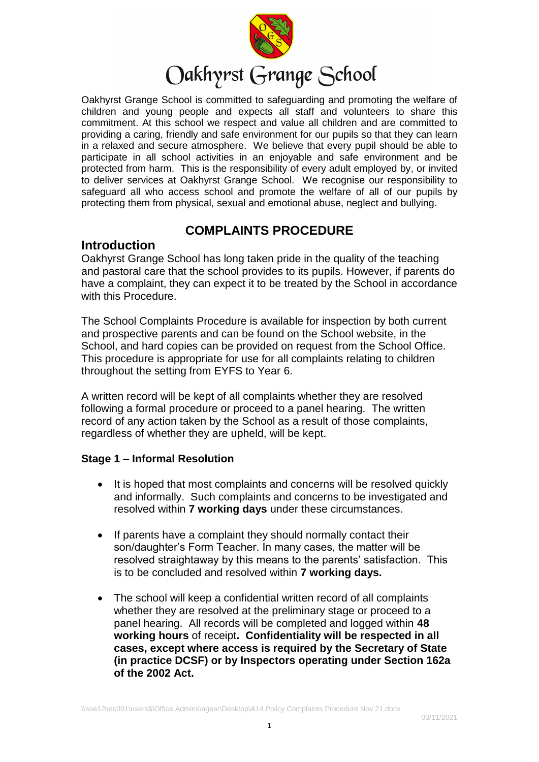// Oakhyrst Grange School

Oakhyrst Grange School is committed to safeguarding and promoting the welfare of children and young people and expects all staff and volunteers to share this commitment. At this school we respect and value all children and are committed to providing a caring, friendly and safe environment for our pupils so that they can learn in a relaxed and secure atmosphere. We believe that every pupil should be able to participate in all school activities in an enjoyable and safe environment and be protected from harm. This is the responsibility of every adult employed by, or invited to deliver services at Oakhyrst Grange School. We recognise our responsibility to safeguard all who access school and promote the welfare of all of our pupils by protecting them from physical, sexual and emotional abuse, neglect and bullying.

# COMPLAINTS PROCEDURE

## Introduction

Oakhyrst Grange School has long taken pride in the quality of the teaching and pastoral care that the school provides to its pupils. However, if parents do have a complaint, they can expect it to be treated by the School in accordance with this Procedure.

The School Complaints Procedure is available for inspection by both current and prospective parents and can be found on the School website, in the School, and hard copies can be provided on request from the School Office. This procedure is appropriate for use for all complaints relating to children throughout the setting from EYFS to Year 6.

A written record will be kept of all complaints whether they are resolved following a formal procedure or proceed to a panel hearing. The written record of any action taken by the School as a result of those complaints, regardless of whether they are upheld, will be kept.

### Stage 1 – Informal Resolution

- It is hoped that most complaints and concerns will be resolved quickly and informally. Such complaints and concerns to be investigated and resolved within **7 working days** under these circumstances.
- If parents have a complaint they should normally contact their son/daughter's Form Teacher. In many cases, the matter will be resolved straightaway by this means to the parents' satisfaction. This is to be concluded and resolved within **7 working days.**
- The school will keep a confidential written record of all complaints whether they are resolved at the preliminary stage or proceed to a panel hearing. All records will be completed and logged within **48 working hours** of receipt**. Confidentiality will be respected in all cases, except where access is required by the Secretary of State (in practice DCSF) or by Inspectors operating under Section 162a of the 2002 Act.**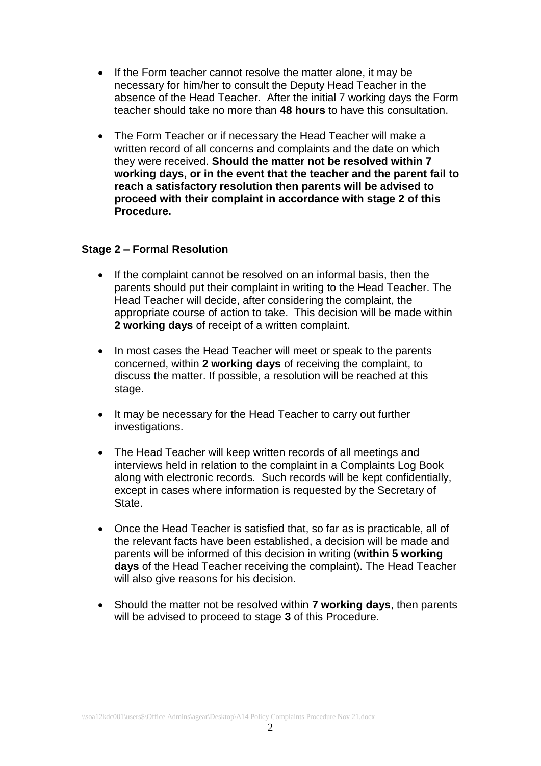- If the Form teacher cannot resolve the matter alone, it may be necessary for him/her to consult the Deputy Head Teacher in the absence of the Head Teacher. After the initial 7 working days the Form teacher should take no more than **48 hours** to have this consultation.

- The Form Teacher or if necessary the Head Teacher will make a written record of all concerns and complaints and the date on which they were received. **Should the matter not be resolved within 7 working days, or in the event that the teacher and the parent fail to reach a satisfactory resolution then parents will be advised to proceed with their complaint in accordance with stage 2 of this Procedure.**

### Stage 2 – Formal Resolution

- If the complaint cannot be resolved on an informal basis, then the parents should put their complaint in writing to the Head Teacher. The Head Teacher will decide, after considering the complaint, the appropriate course of action to take. This decision will be made within **2 working days** of receipt of a written complaint.

- In most cases the Head Teacher will meet or speak to the parents concerned, within **2 working days** of receiving the complaint, to discuss the matter. If possible, a resolution will be reached at this stage.

- It may be necessary for the Head Teacher to carry out further investigations.

- The Head Teacher will keep written records of all meetings and interviews held in relation to the complaint in a Complaints Log Book along with electronic records. Such records will be kept confidentially, except in cases where information is requested by the Secretary of State.

- Once the Head Teacher is satisfied that, so far as is practicable, all of the relevant facts have been established, a decision will be made and parents will be informed of this decision in writing (**within 5 working days** of the Head Teacher receiving the complaint). The Head Teacher will also give reasons for his decision.

- Should the matter not be resolved within **7 working days**, then parents will be advised to proceed to stage **3** of this Procedure.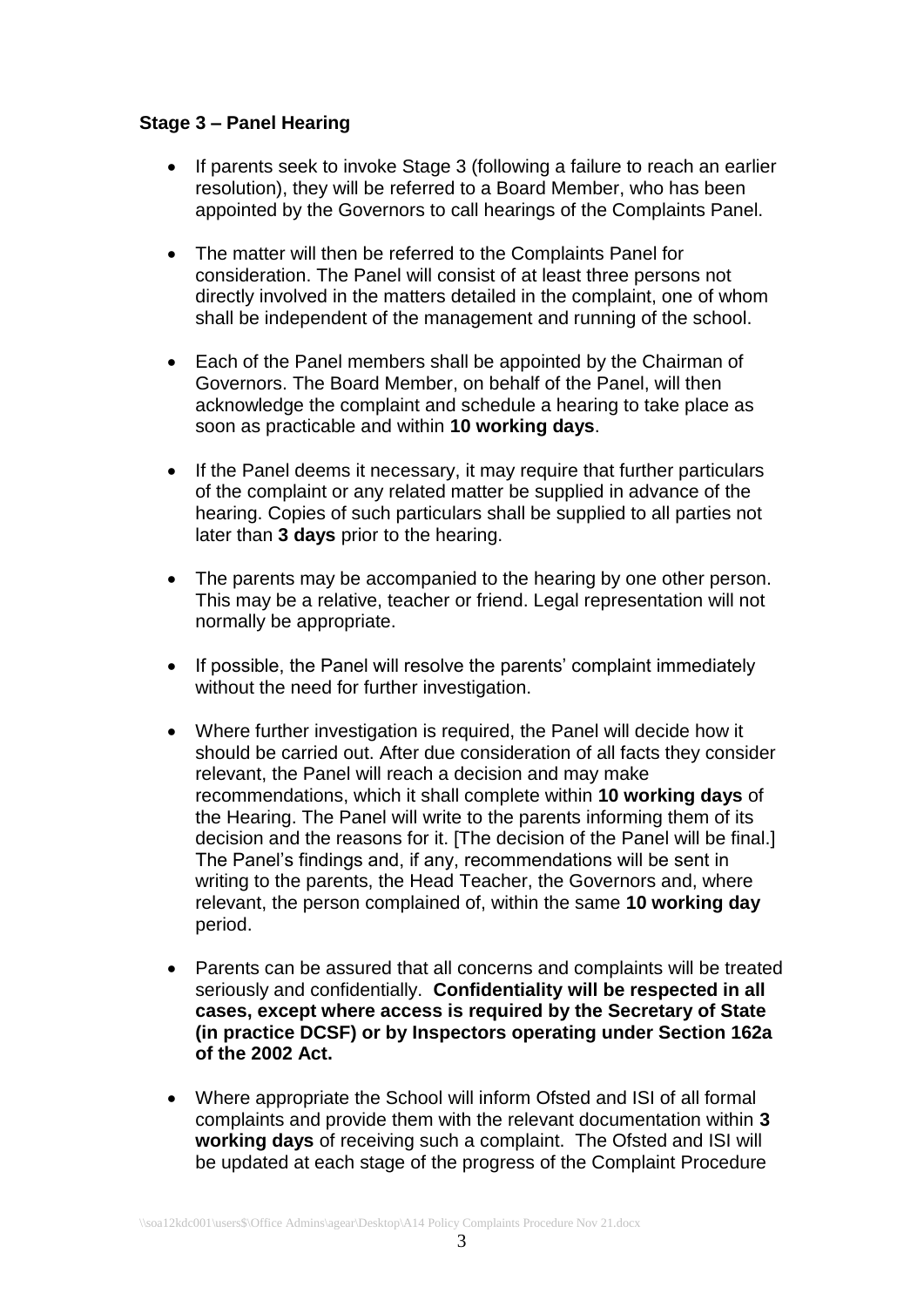### Stage 3 – Panel Hearing

- If parents seek to invoke Stage 3 (following a failure to reach an earlier resolution), they will be referred to a Board Member, who has been appointed by the Governors to call hearings of the Complaints Panel.

- The matter will then be referred to the Complaints Panel for consideration. The Panel will consist of at least three persons not directly involved in the matters detailed in the complaint, one of whom shall be independent of the management and running of the school.

- Each of the Panel members shall be appointed by the Chairman of Governors. The Board Member, on behalf of the Panel, will then acknowledge the complaint and schedule a hearing to take place as soon as practicable and within **10 working days**.

- If the Panel deems it necessary, it may require that further particulars of the complaint or any related matter be supplied in advance of the hearing. Copies of such particulars shall be supplied to all parties not later than **3 days** prior to the hearing.

- The parents may be accompanied to the hearing by one other person. This may be a relative, teacher or friend. Legal representation will not normally be appropriate.

- If possible, the Panel will resolve the parents' complaint immediately without the need for further investigation.

- Where further investigation is required, the Panel will decide how it should be carried out. After due consideration of all facts they consider relevant, the Panel will reach a decision and may make recommendations, which it shall complete within **10 working days** of the Hearing. The Panel will write to the parents informing them of its decision and the reasons for it. [The decision of the Panel will be final.] The Panel's findings and, if any, recommendations will be sent in writing to the parents, the Head Teacher, the Governors and, where relevant, the person complained of, within the same **10 working day** period.

- Parents can be assured that all concerns and complaints will be treated seriously and confidentially. **Confidentiality will be respected in all cases, except where access is required by the Secretary of State (in practice DCSF) or by Inspectors operating under Section 162a of the 2002 Act.**

- Where appropriate the School will inform Ofsted and ISI of all formal complaints and provide them with the relevant documentation within **3 working days** of receiving such a complaint. The Ofsted and ISI will be updated at each stage of the progress of the Complaint Procedure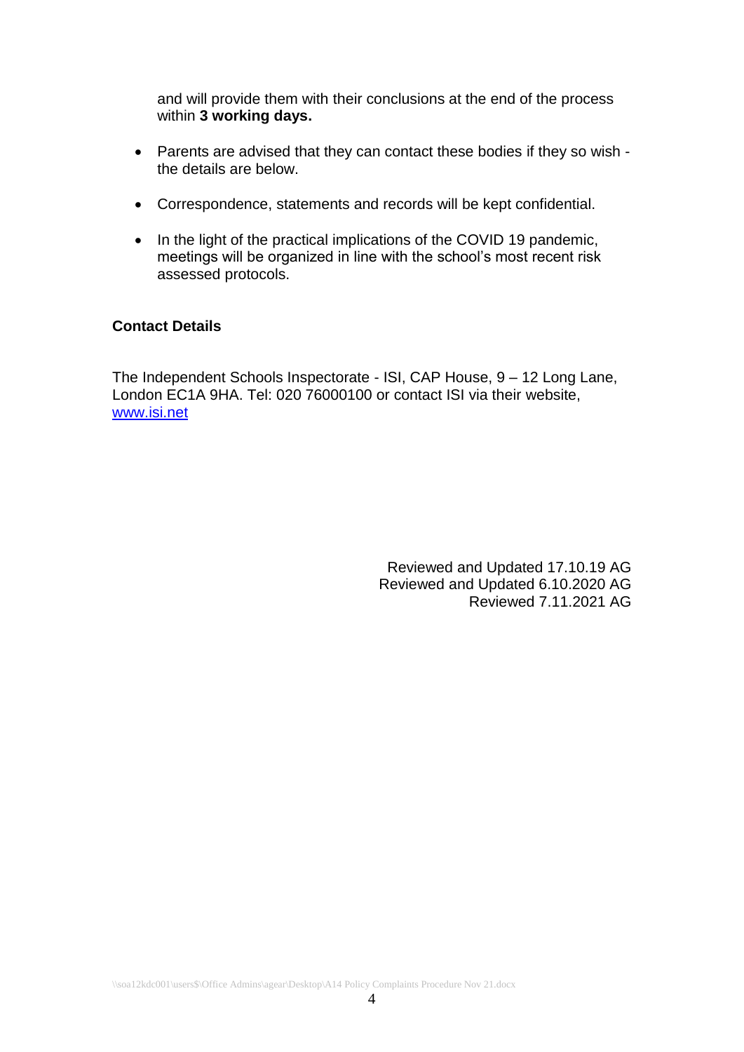and will provide them with their conclusions at the end of the process within **3 working days.**

- Parents are advised that they can contact these bodies if they so wish - the details are below.
- Correspondence, statements and records will be kept confidential.
- In the light of the practical implications of the COVID 19 pandemic, meetings will be organized in line with the school's most recent risk assessed protocols.

**Contact Details**

The Independent Schools Inspectorate - ISI, CAP House, 9 – 12 Long Lane, London EC1A 9HA. Tel: 020 76000100 or contact ISI via their website, [www.isi.net](http://www.isi.net)

Reviewed and Updated 17.10.19 AG
Reviewed and Updated 6.10.2020 AG
Reviewed 7.11.2021 AG